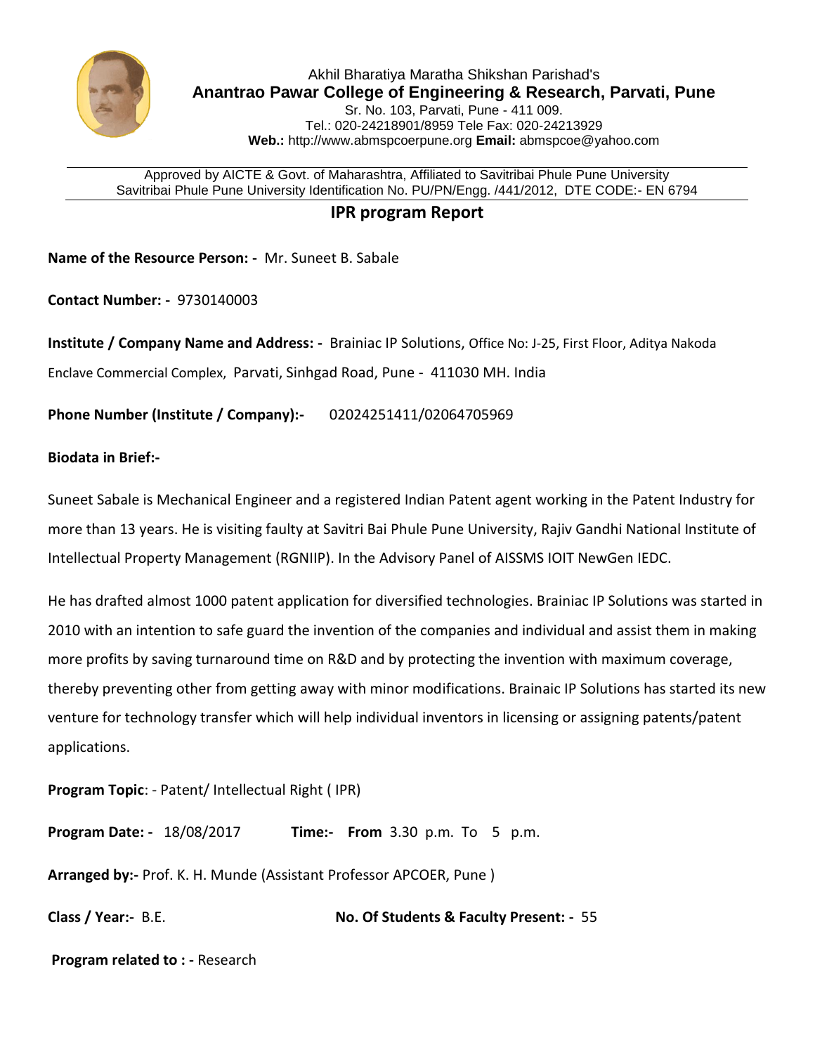Akhil Bharatiya Maratha Shikshan Parishad's

**Anantrao Pawar College of Engineering & Research, Parvati, Pune**

Sr. No. 103, Parvati, Pune - 411 009.
Tel.: 020-24218901/8959 Tele Fax: 020-24213929
**Web.:** http://www.abmspcoerpune.org **Email:** abmspcoe@yahoo.com

Approved by AICTE & Govt. of Maharashtra, Affiliated to Savitribai Phule Pune University
Savitribai Phule Pune University Identification No. PU/PN/Engg. /441/2012, DTE CODE:- EN 6794

# IPR program Report

**Name of the Resource Person: -** Mr. Suneet B. Sabale

**Contact Number: -** 9730140003

**Institute / Company Name and Address: -** Brainiac IP Solutions, Office No: J-25, First Floor, Aditya Nakoda Enclave Commercial Complex, Parvati, Sinhgad Road, Pune - 411030 MH. India

**Phone Number (Institute / Company):-** 02024251411/02064705969

**Biodata in Brief:-**

Suneet Sabale is Mechanical Engineer and a registered Indian Patent agent working in the Patent Industry for more than 13 years. He is visiting faulty at Savitri Bai Phule Pune University, Rajiv Gandhi National Institute of Intellectual Property Management (RGNIIP). In the Advisory Panel of AISSMS IOIT NewGen IEDC.

He has drafted almost 1000 patent application for diversified technologies. Brainiac IP Solutions was started in 2010 with an intention to safe guard the invention of the companies and individual and assist them in making more profits by saving turnaround time on R&D and by protecting the invention with maximum coverage, thereby preventing other from getting away with minor modifications. Brainaic IP Solutions has started its new venture for technology transfer which will help individual inventors in licensing or assigning patents/patent applications.

**Program Topic**: - Patent/ Intellectual Right ( IPR)

**Program Date: -** 18/08/2017 **Time:- From** 3.30 p.m. To 5 p.m.

**Arranged by:-** Prof. K. H. Munde (Assistant Professor APCOER, Pune )

**Class / Year:-** B.E. **No. Of Students & Faculty Present: -** 55

**Program related to : -** Research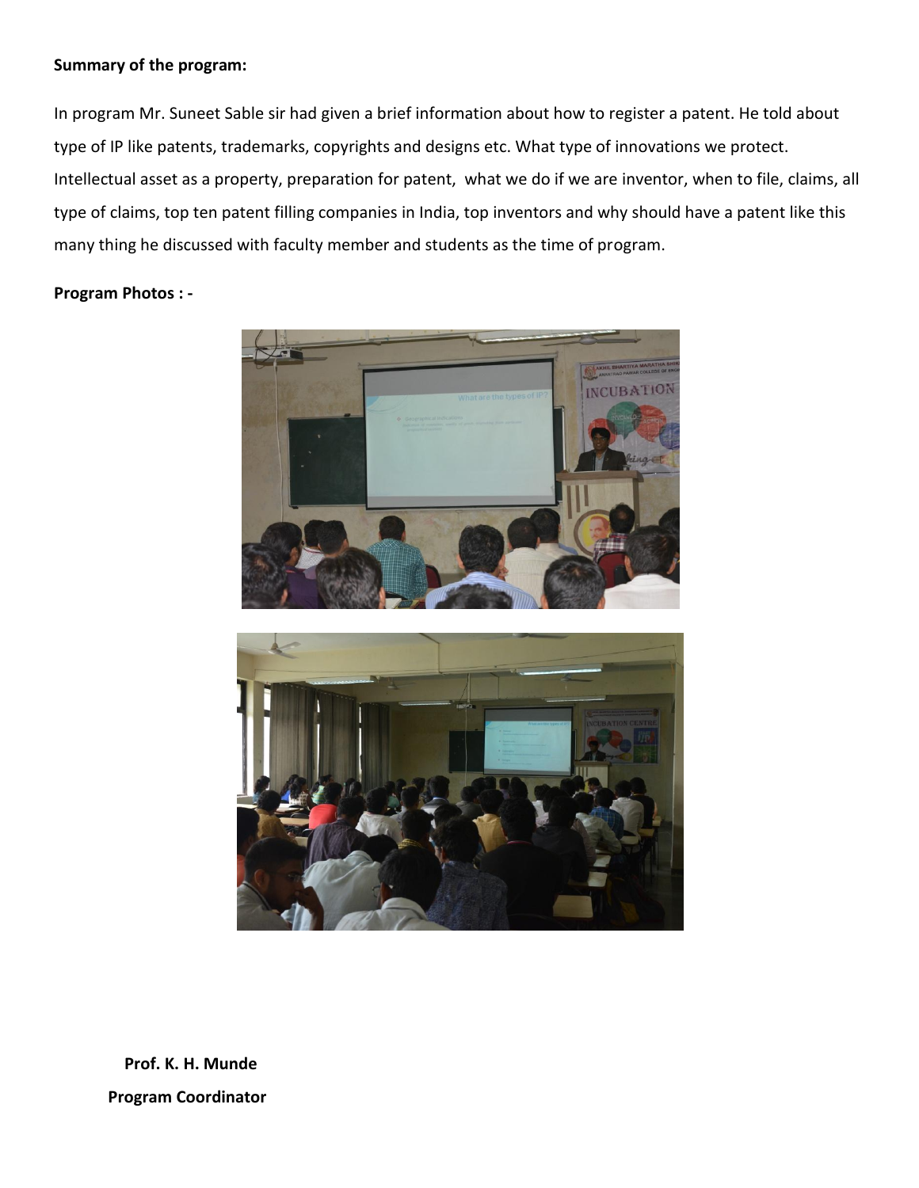**Summary of the program:**

In program Mr. Suneet Sable sir had given a brief information about how to register a patent. He told about type of IP like patents, trademarks, copyrights and designs etc. What type of innovations we protect. Intellectual asset as a property, preparation for patent, what we do if we are inventor, when to file, claims, all type of claims, top ten patent filling companies in India, top inventors and why should have a patent like this many thing he discussed with faculty member and students as the time of program.

**Program Photos : -**

**Prof. K. H. Munde**

**Program Coordinator**